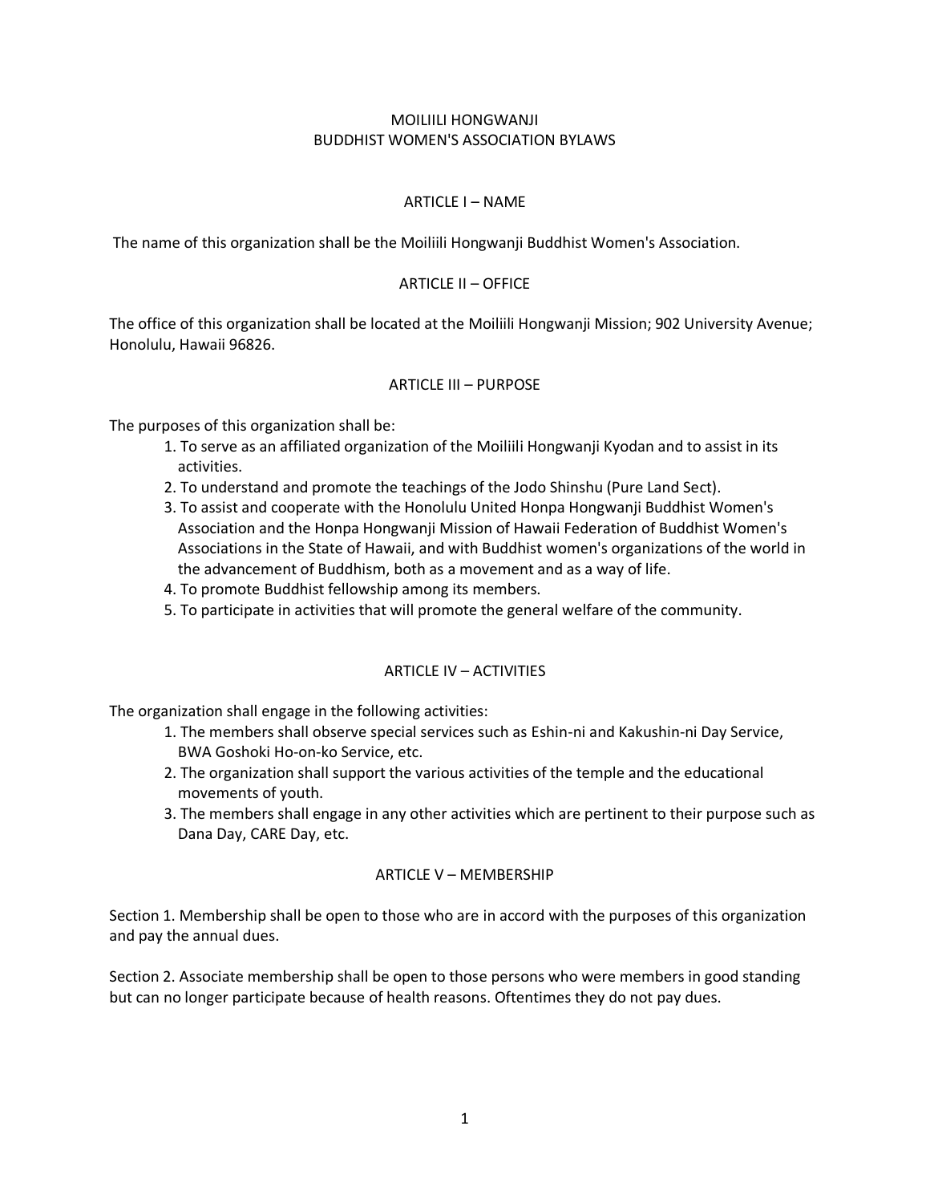# MOILIILI HONGWANJI
# BUDDHIST WOMEN'S ASSOCIATION BYLAWS

## ARTICLE I – NAME

The name of this organization shall be the Moiliili Hongwanji Buddhist Women's Association.

## ARTICLE II – OFFICE

The office of this organization shall be located at the Moiliili Hongwanji Mission; 902 University Avenue; Honolulu, Hawaii 96826.

## ARTICLE III – PURPOSE

The purposes of this organization shall be:

1. To serve as an affiliated organization of the Moiliili Hongwanji Kyodan and to assist in its activities.
2. To understand and promote the teachings of the Jodo Shinshu (Pure Land Sect).
3. To assist and cooperate with the Honolulu United Honpa Hongwanji Buddhist Women's Association and the Honpa Hongwanji Mission of Hawaii Federation of Buddhist Women's Associations in the State of Hawaii, and with Buddhist women's organizations of the world in the advancement of Buddhism, both as a movement and as a way of life.
4. To promote Buddhist fellowship among its members.
5. To participate in activities that will promote the general welfare of the community.

## ARTICLE IV – ACTIVITIES

The organization shall engage in the following activities:

1. The members shall observe special services such as Eshin-ni and Kakushin-ni Day Service, BWA Goshoki Ho-on-ko Service, etc.
2. The organization shall support the various activities of the temple and the educational movements of youth.
3. The members shall engage in any other activities which are pertinent to their purpose such as Dana Day, CARE Day, etc.

## ARTICLE V – MEMBERSHIP

Section 1. Membership shall be open to those who are in accord with the purposes of this organization and pay the annual dues.

Section 2. Associate membership shall be open to those persons who were members in good standing but can no longer participate because of health reasons. Oftentimes they do not pay dues.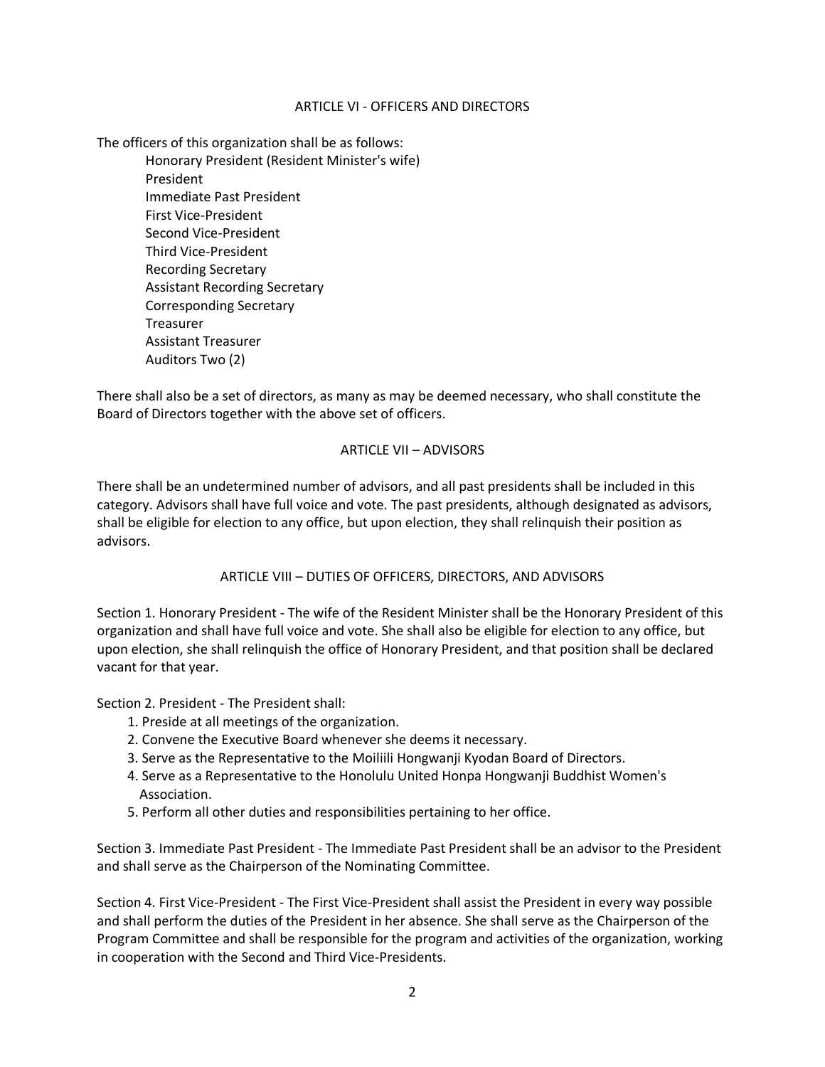## ARTICLE VI - OFFICERS AND DIRECTORS

The officers of this organization shall be as follows:

- Honorary President (Resident Minister's wife)
- President
- Immediate Past President
- First Vice-President
- Second Vice-President
- Third Vice-President
- Recording Secretary
- Assistant Recording Secretary
- Corresponding Secretary
- Treasurer
- Assistant Treasurer
- Auditors Two (2)

There shall also be a set of directors, as many as may be deemed necessary, who shall constitute the Board of Directors together with the above set of officers.

## ARTICLE VII – ADVISORS

There shall be an undetermined number of advisors, and all past presidents shall be included in this category. Advisors shall have full voice and vote. The past presidents, although designated as advisors, shall be eligible for election to any office, but upon election, they shall relinquish their position as advisors.

## ARTICLE VIII – DUTIES OF OFFICERS, DIRECTORS, AND ADVISORS

Section 1. Honorary President - The wife of the Resident Minister shall be the Honorary President of this organization and shall have full voice and vote. She shall also be eligible for election to any office, but upon election, she shall relinquish the office of Honorary President, and that position shall be declared vacant for that year.

Section 2. President - The President shall:

1. Preside at all meetings of the organization.
2. Convene the Executive Board whenever she deems it necessary.
3. Serve as the Representative to the Moiliili Hongwanji Kyodan Board of Directors.
4. Serve as a Representative to the Honolulu United Honpa Hongwanji Buddhist Women's Association.
5. Perform all other duties and responsibilities pertaining to her office.

Section 3. Immediate Past President - The Immediate Past President shall be an advisor to the President and shall serve as the Chairperson of the Nominating Committee.

Section 4. First Vice-President - The First Vice-President shall assist the President in every way possible and shall perform the duties of the President in her absence. She shall serve as the Chairperson of the Program Committee and shall be responsible for the program and activities of the organization, working in cooperation with the Second and Third Vice-Presidents.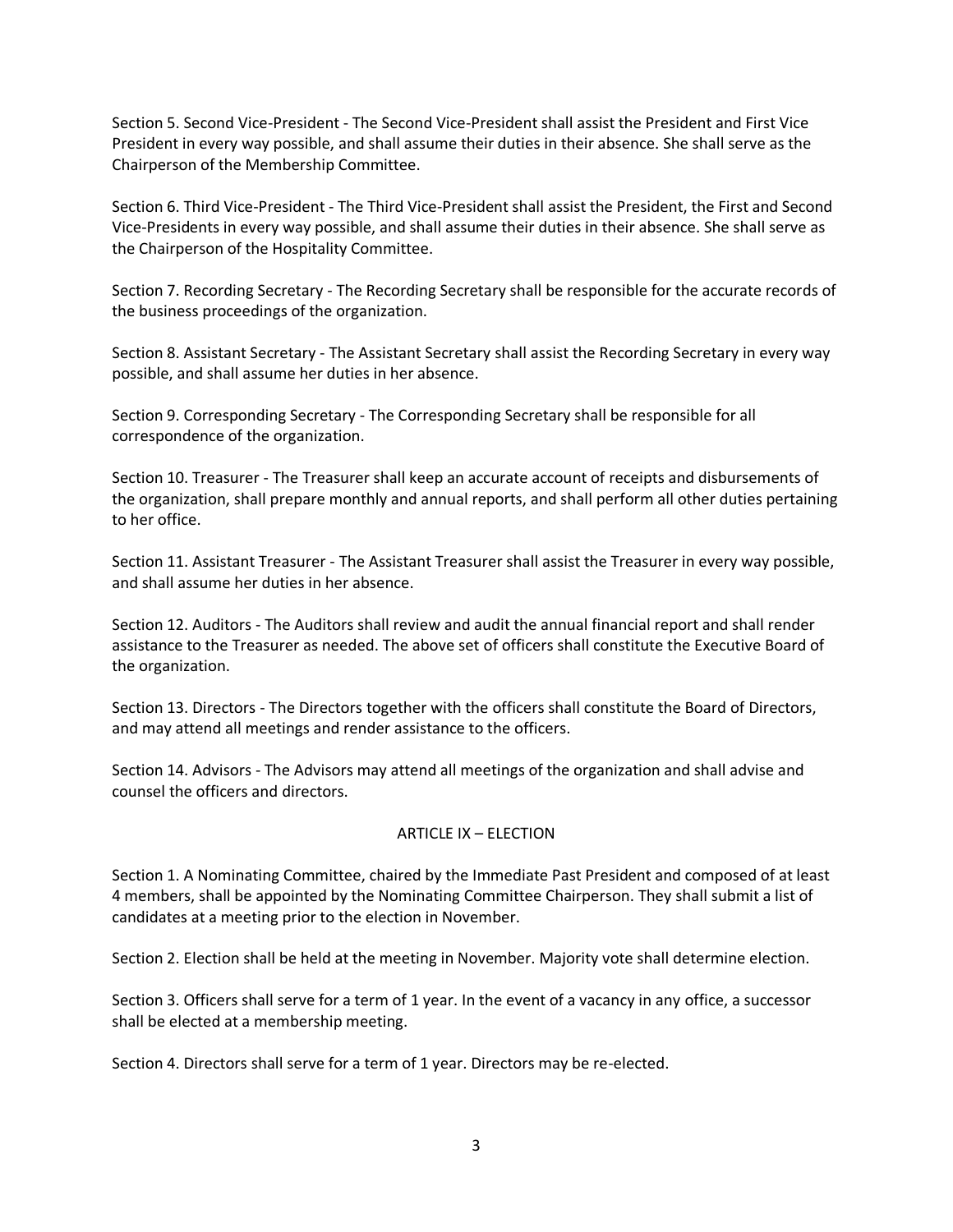Section 5. Second Vice-President - The Second Vice-President shall assist the President and First Vice President in every way possible, and shall assume their duties in their absence. She shall serve as the Chairperson of the Membership Committee.

Section 6. Third Vice-President - The Third Vice-President shall assist the President, the First and Second Vice-Presidents in every way possible, and shall assume their duties in their absence. She shall serve as the Chairperson of the Hospitality Committee.

Section 7. Recording Secretary - The Recording Secretary shall be responsible for the accurate records of the business proceedings of the organization.

Section 8. Assistant Secretary - The Assistant Secretary shall assist the Recording Secretary in every way possible, and shall assume her duties in her absence.

Section 9. Corresponding Secretary - The Corresponding Secretary shall be responsible for all correspondence of the organization.

Section 10. Treasurer - The Treasurer shall keep an accurate account of receipts and disbursements of the organization, shall prepare monthly and annual reports, and shall perform all other duties pertaining to her office.

Section 11. Assistant Treasurer - The Assistant Treasurer shall assist the Treasurer in every way possible, and shall assume her duties in her absence.

Section 12. Auditors - The Auditors shall review and audit the annual financial report and shall render assistance to the Treasurer as needed. The above set of officers shall constitute the Executive Board of the organization.

Section 13. Directors - The Directors together with the officers shall constitute the Board of Directors, and may attend all meetings and render assistance to the officers.

Section 14. Advisors - The Advisors may attend all meetings of the organization and shall advise and counsel the officers and directors.

## ARTICLE IX – ELECTION

Section 1. A Nominating Committee, chaired by the Immediate Past President and composed of at least 4 members, shall be appointed by the Nominating Committee Chairperson. They shall submit a list of candidates at a meeting prior to the election in November.

Section 2. Election shall be held at the meeting in November. Majority vote shall determine election.

Section 3. Officers shall serve for a term of 1 year. In the event of a vacancy in any office, a successor shall be elected at a membership meeting.

Section 4. Directors shall serve for a term of 1 year. Directors may be re-elected.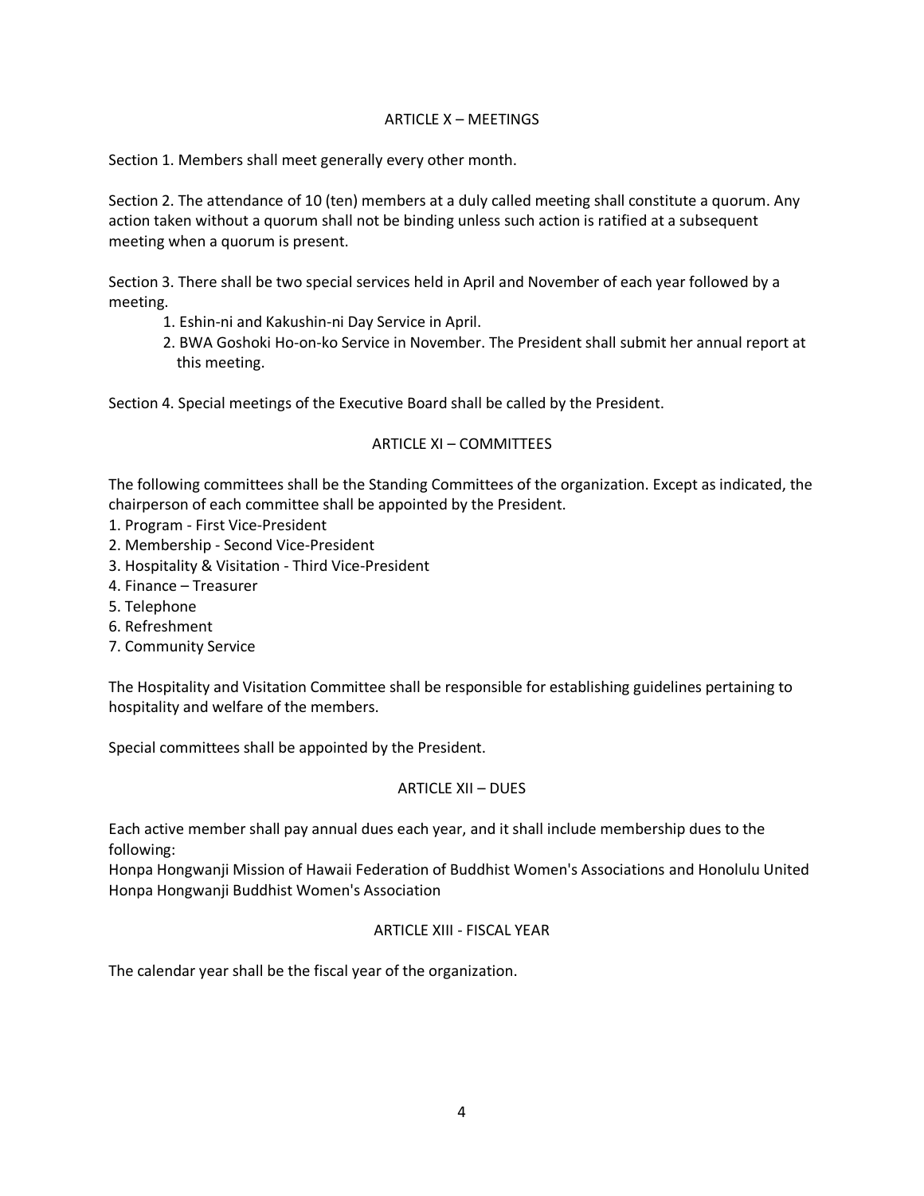## ARTICLE X – MEETINGS

Section 1. Members shall meet generally every other month.

Section 2. The attendance of 10 (ten) members at a duly called meeting shall constitute a quorum. Any action taken without a quorum shall not be binding unless such action is ratified at a subsequent meeting when a quorum is present.

Section 3. There shall be two special services held in April and November of each year followed by a meeting.

1. Eshin-ni and Kakushin-ni Day Service in April.
2. BWA Goshoki Ho-on-ko Service in November. The President shall submit her annual report at this meeting.

Section 4. Special meetings of the Executive Board shall be called by the President.

## ARTICLE XI – COMMITTEES

The following committees shall be the Standing Committees of the organization. Except as indicated, the chairperson of each committee shall be appointed by the President.

1. Program - First Vice-President
2. Membership - Second Vice-President
3. Hospitality & Visitation - Third Vice-President
4. Finance – Treasurer
5. Telephone
6. Refreshment
7. Community Service

The Hospitality and Visitation Committee shall be responsible for establishing guidelines pertaining to hospitality and welfare of the members.

Special committees shall be appointed by the President.

## ARTICLE XII – DUES

Each active member shall pay annual dues each year, and it shall include membership dues to the following:
Honpa Hongwanji Mission of Hawaii Federation of Buddhist Women's Associations and Honolulu United Honpa Hongwanji Buddhist Women's Association

## ARTICLE XIII - FISCAL YEAR

The calendar year shall be the fiscal year of the organization.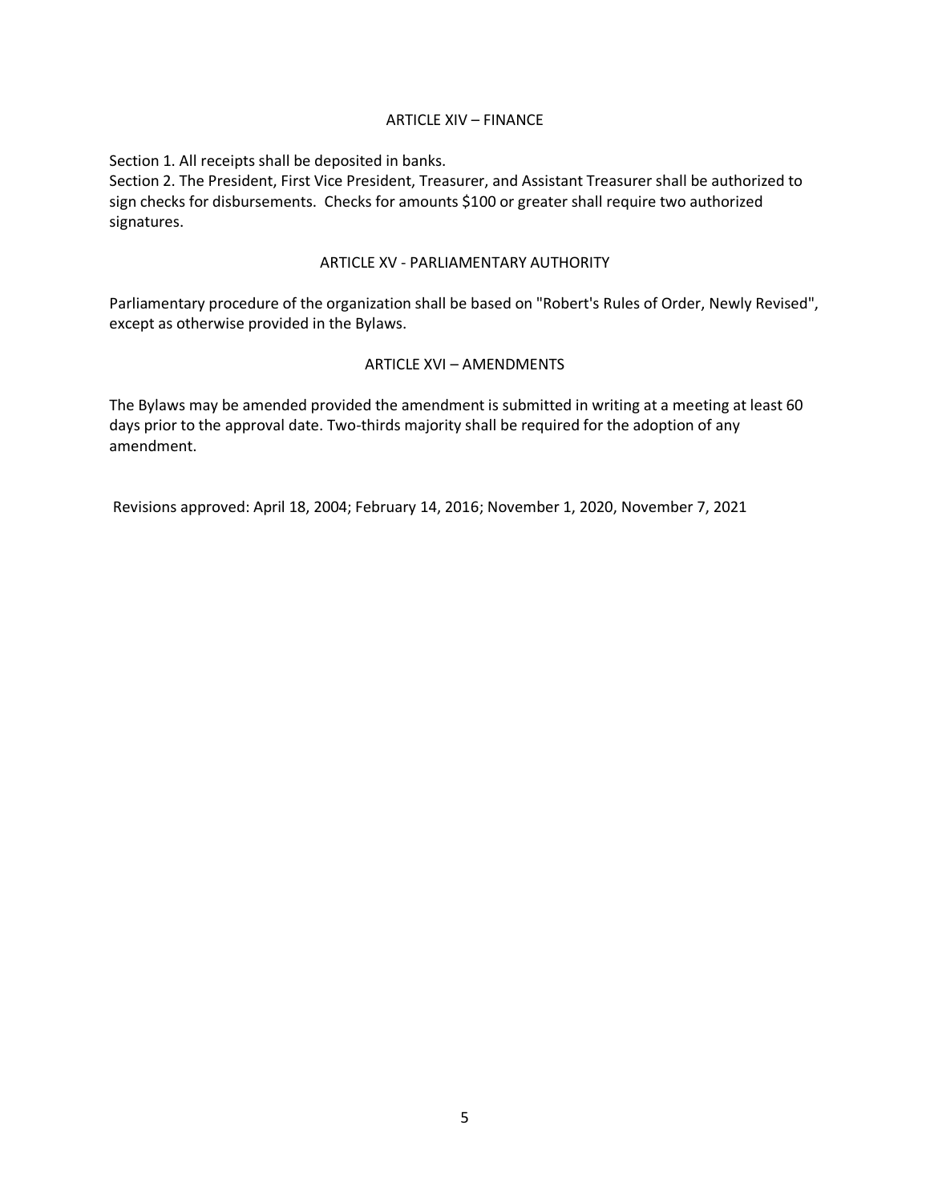## ARTICLE XIV – FINANCE

Section 1. All receipts shall be deposited in banks.
Section 2. The President, First Vice President, Treasurer, and Assistant Treasurer shall be authorized to sign checks for disbursements. Checks for amounts $100 or greater shall require two authorized signatures.

## ARTICLE XV - PARLIAMENTARY AUTHORITY

Parliamentary procedure of the organization shall be based on "Robert's Rules of Order, Newly Revised", except as otherwise provided in the Bylaws.

## ARTICLE XVI – AMENDMENTS

The Bylaws may be amended provided the amendment is submitted in writing at a meeting at least 60 days prior to the approval date. Two-thirds majority shall be required for the adoption of any amendment.

Revisions approved: April 18, 2004; February 14, 2016; November 1, 2020, November 7, 2021